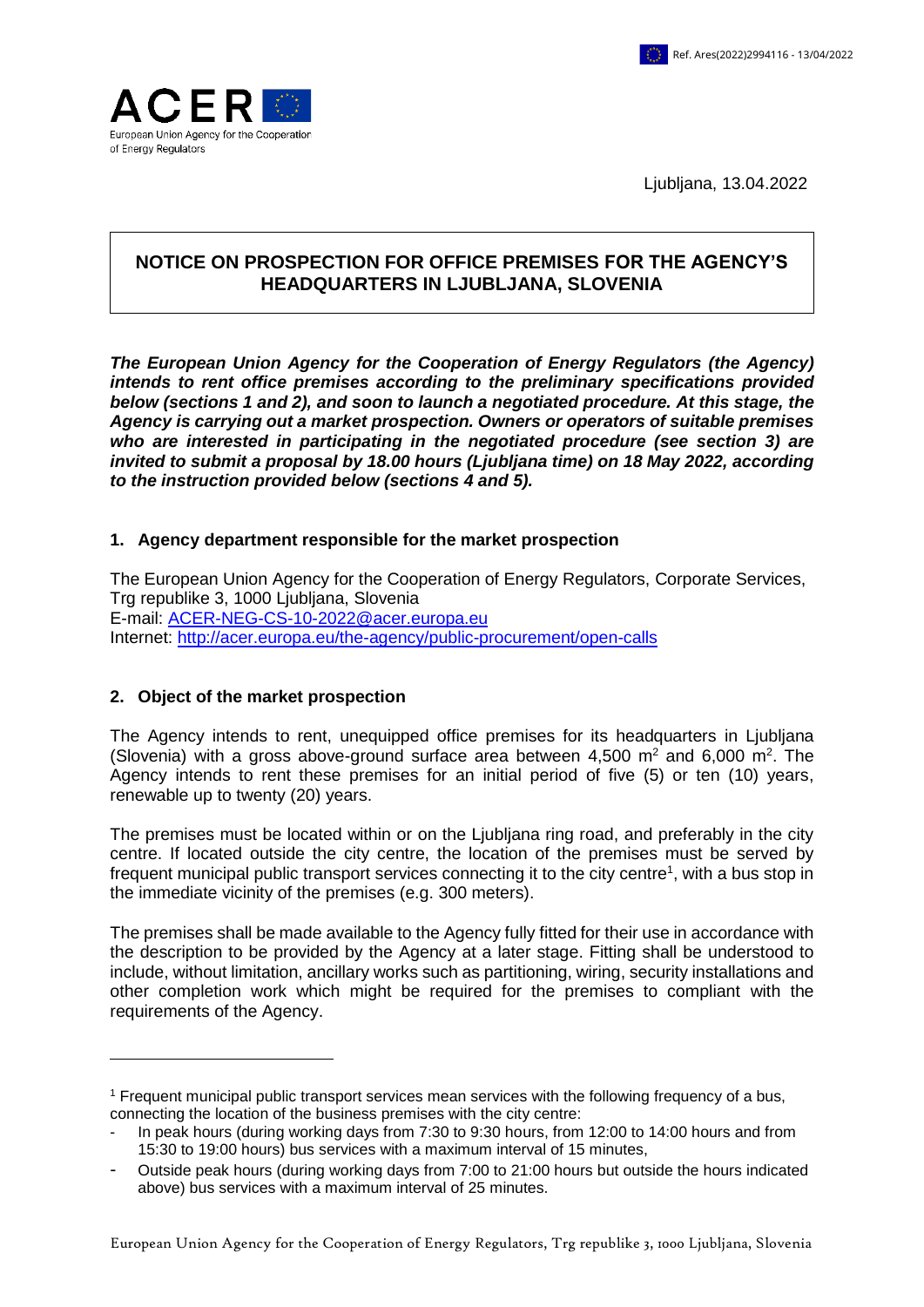Ljubljana, 13.04.2022

# NOTICE ON PROSPECTION FOR OFFICE PREMISES FOR THE AGENCY'S HEADQUARTERS IN LJUBLJANA, SLOVENIA

***The European Union Agency for the Cooperation of Energy Regulators (the Agency) intends to rent office premises according to the preliminary specifications provided below (sections 1 and 2), and soon to launch a negotiated procedure. At this stage, the Agency is carrying out a market prospection. Owners or operators of suitable premises who are interested in participating in the negotiated procedure (see section 3) are invited to submit a proposal by 18.00 hours (Ljubljana time) on 18 May 2022, according to the instruction provided below (sections 4 and 5).***

## 1. Agency department responsible for the market prospection

The European Union Agency for the Cooperation of Energy Regulators, Corporate Services, Trg republike 3, 1000 Ljubljana, Slovenia
E-mail: [ACER-NEG-CS-10-2022@acer.europa.eu](mailto:ACER-NEG-CS-10-2022@acer.europa.eu)
Internet: [http://acer.europa.eu/the-agency/public-procurement/open-calls](http://acer.europa.eu/the-agency/public-procurement/open-calls)

## 2. Object of the market prospection

The Agency intends to rent, unequipped office premises for its headquarters in Ljubljana (Slovenia) with a gross above-ground surface area between 4,500 $m^2$ and 6,000 $m^2$. The Agency intends to rent these premises for an initial period of five (5) or ten (10) years, renewable up to twenty (20) years.

The premises must be located within or on the Ljubljana ring road, and preferably in the city centre. If located outside the city centre, the location of the premises must be served by frequent municipal public transport services connecting it to the city centre[1], with a bus stop in the immediate vicinity of the premises (e.g. 300 meters).

The premises shall be made available to the Agency fully fitted for their use in accordance with the description to be provided by the Agency at a later stage. Fitting shall be understood to include, without limitation, ancillary works such as partitioning, wiring, security installations and other completion work which might be required for the premises to compliant with the requirements of the Agency.

---

[1] Frequent municipal public transport services mean services with the following frequency of a bus, connecting the location of the business premises with the city centre:

- In peak hours (during working days from 7:30 to 9:30 hours, from 12:00 to 14:00 hours and from 15:30 to 19:00 hours) bus services with a maximum interval of 15 minutes,
- Outside peak hours (during working days from 7:00 to 21:00 hours but outside the hours indicated above) bus services with a maximum interval of 25 minutes.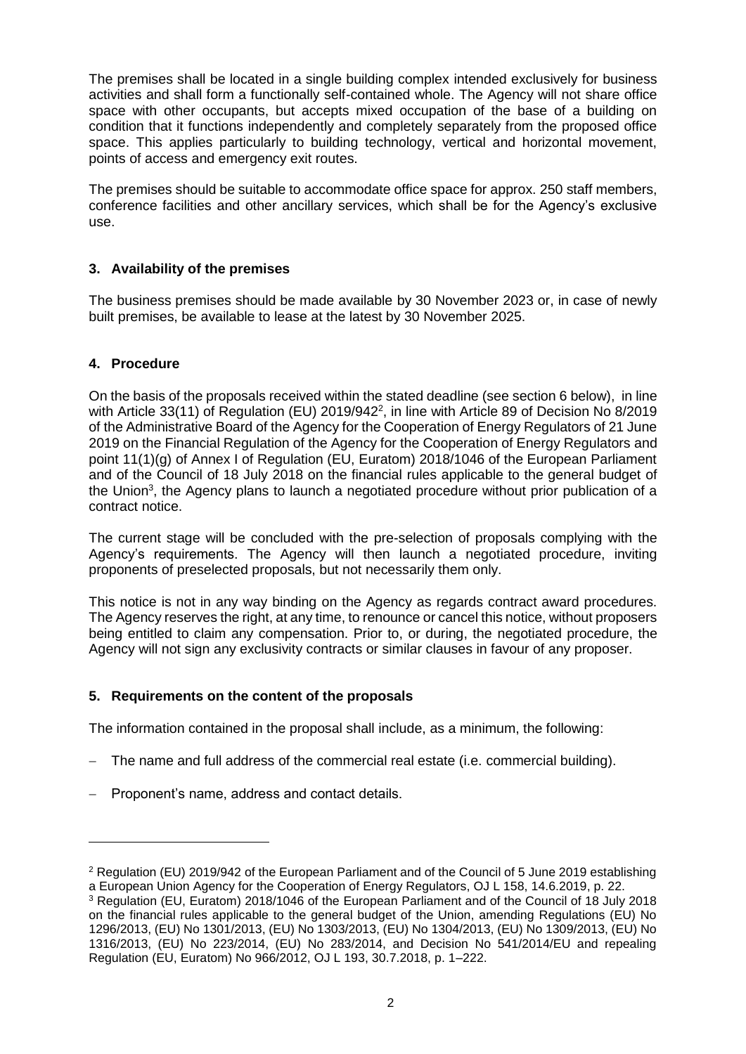The premises shall be located in a single building complex intended exclusively for business activities and shall form a functionally self-contained whole. The Agency will not share office space with other occupants, but accepts mixed occupation of the base of a building on condition that it functions independently and completely separately from the proposed office space. This applies particularly to building technology, vertical and horizontal movement, points of access and emergency exit routes.

The premises should be suitable to accommodate office space for approx. 250 staff members, conference facilities and other ancillary services, which shall be for the Agency's exclusive use.

## 3. Availability of the premises

The business premises should be made available by 30 November 2023 or, in case of newly built premises, be available to lease at the latest by 30 November 2025.

## 4. Procedure

On the basis of the proposals received within the stated deadline (see section 6 below), in line with Article 33(11) of Regulation (EU) 2019/942[2], in line with Article 89 of Decision No 8/2019 of the Administrative Board of the Agency for the Cooperation of Energy Regulators of 21 June 2019 on the Financial Regulation of the Agency for the Cooperation of Energy Regulators and point 11(1)(g) of Annex I of Regulation (EU, Euratom) 2018/1046 of the European Parliament and of the Council of 18 July 2018 on the financial rules applicable to the general budget of the Union[3], the Agency plans to launch a negotiated procedure without prior publication of a contract notice.

The current stage will be concluded with the pre-selection of proposals complying with the Agency's requirements. The Agency will then launch a negotiated procedure, inviting proponents of preselected proposals, but not necessarily them only.

This notice is not in any way binding on the Agency as regards contract award procedures. The Agency reserves the right, at any time, to renounce or cancel this notice, without proposers being entitled to claim any compensation. Prior to, or during, the negotiated procedure, the Agency will not sign any exclusivity contracts or similar clauses in favour of any proposer.

## 5. Requirements on the content of the proposals

The information contained in the proposal shall include, as a minimum, the following:

- The name and full address of the commercial real estate (i.e. commercial building).
- Proponent's name, address and contact details.

---

[2] Regulation (EU) 2019/942 of the European Parliament and of the Council of 5 June 2019 establishing a European Union Agency for the Cooperation of Energy Regulators, OJ L 158, 14.6.2019, p. 22.

[3] Regulation (EU, Euratom) 2018/1046 of the European Parliament and of the Council of 18 July 2018 on the financial rules applicable to the general budget of the Union, amending Regulations (EU) No 1296/2013, (EU) No 1301/2013, (EU) No 1303/2013, (EU) No 1304/2013, (EU) No 1309/2013, (EU) No 1316/2013, (EU) No 223/2014, (EU) No 283/2014, and Decision No 541/2014/EU and repealing Regulation (EU, Euratom) No 966/2012, OJ L 193, 30.7.2018, p. 1–222.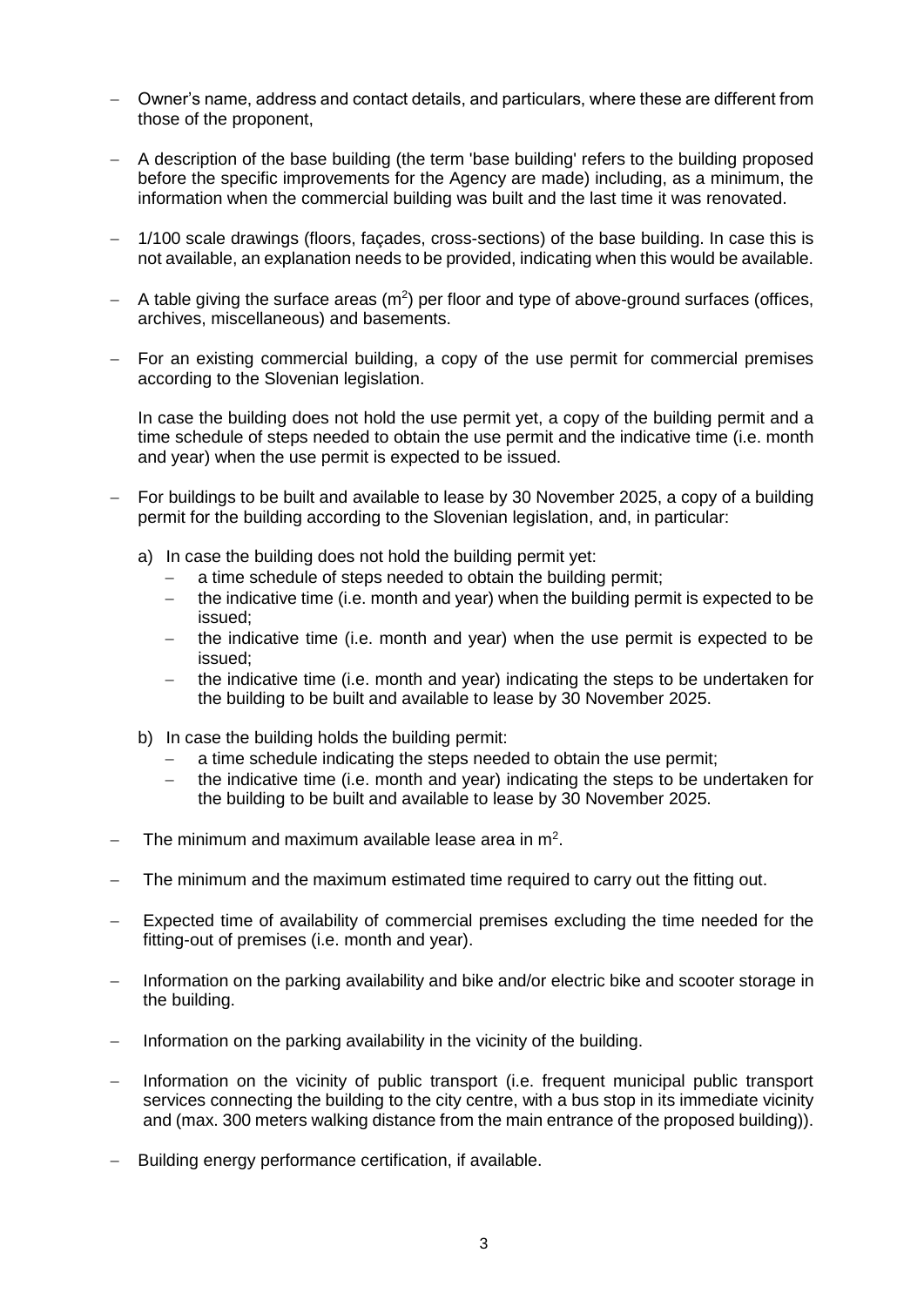- Owner's name, address and contact details, and particulars, where these are different from those of the proponent,

- A description of the base building (the term 'base building' refers to the building proposed before the specific improvements for the Agency are made) including, as a minimum, the information when the commercial building was built and the last time it was renovated.

- 1/100 scale drawings (floors, façades, cross-sections) of the base building. In case this is not available, an explanation needs to be provided, indicating when this would be available.

- A table giving the surface areas ($m^2$) per floor and type of above-ground surfaces (offices, archives, miscellaneous) and basements.

- For an existing commercial building, a copy of the use permit for commercial premises according to the Slovenian legislation.

  In case the building does not hold the use permit yet, a copy of the building permit and a time schedule of steps needed to obtain the use permit and the indicative time (i.e. month and year) when the use permit is expected to be issued.

- For buildings to be built and available to lease by 30 November 2025, a copy of a building permit for the building according to the Slovenian legislation, and, in particular:

  a) In case the building does not hold the building permit yet:
     - a time schedule of steps needed to obtain the building permit;
     - the indicative time (i.e. month and year) when the building permit is expected to be issued;
     - the indicative time (i.e. month and year) when the use permit is expected to be issued;
     - the indicative time (i.e. month and year) indicating the steps to be undertaken for the building to be built and available to lease by 30 November 2025.

  b) In case the building holds the building permit:
     - a time schedule indicating the steps needed to obtain the use permit;
     - the indicative time (i.e. month and year) indicating the steps to be undertaken for the building to be built and available to lease by 30 November 2025.

- The minimum and maximum available lease area in $m^2$.

- The minimum and the maximum estimated time required to carry out the fitting out.

- Expected time of availability of commercial premises excluding the time needed for the fitting-out of premises (i.e. month and year).

- Information on the parking availability and bike and/or electric bike and scooter storage in the building.

- Information on the parking availability in the vicinity of the building.

- Information on the vicinity of public transport (i.e. frequent municipal public transport services connecting the building to the city centre, with a bus stop in its immediate vicinity and (max. 300 meters walking distance from the main entrance of the proposed building)).

- Building energy performance certification, if available.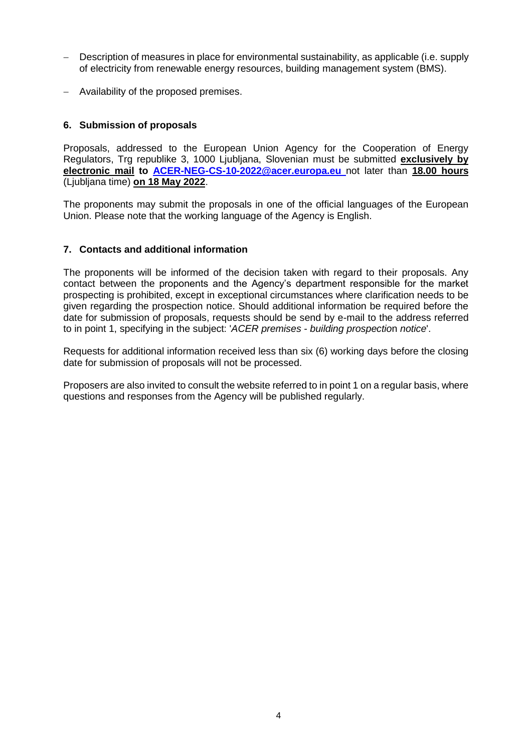- Description of measures in place for environmental sustainability, as applicable (i.e. supply of electricity from renewable energy resources, building management system (BMS).
- Availability of the proposed premises.

## 6. Submission of proposals

Proposals, addressed to the European Union Agency for the Cooperation of Energy Regulators, Trg republike 3, 1000 Ljubljana, Slovenian must be submitted **exclusively by electronic mail to ACER-NEG-CS-10-2022@acer.europa.eu** not later than **18.00 hours** (Ljubljana time) **on 18 May 2022**.

The proponents may submit the proposals in one of the official languages of the European Union. Please note that the working language of the Agency is English.

## 7. Contacts and additional information

The proponents will be informed of the decision taken with regard to their proposals. Any contact between the proponents and the Agency's department responsible for the market prospecting is prohibited, except in exceptional circumstances where clarification needs to be given regarding the prospection notice. Should additional information be required before the date for submission of proposals, requests should be send by e-mail to the address referred to in point 1, specifying in the subject: '*ACER premises - building prospection notice*'.

Requests for additional information received less than six (6) working days before the closing date for submission of proposals will not be processed.

Proposers are also invited to consult the website referred to in point 1 on a regular basis, where questions and responses from the Agency will be published regularly.